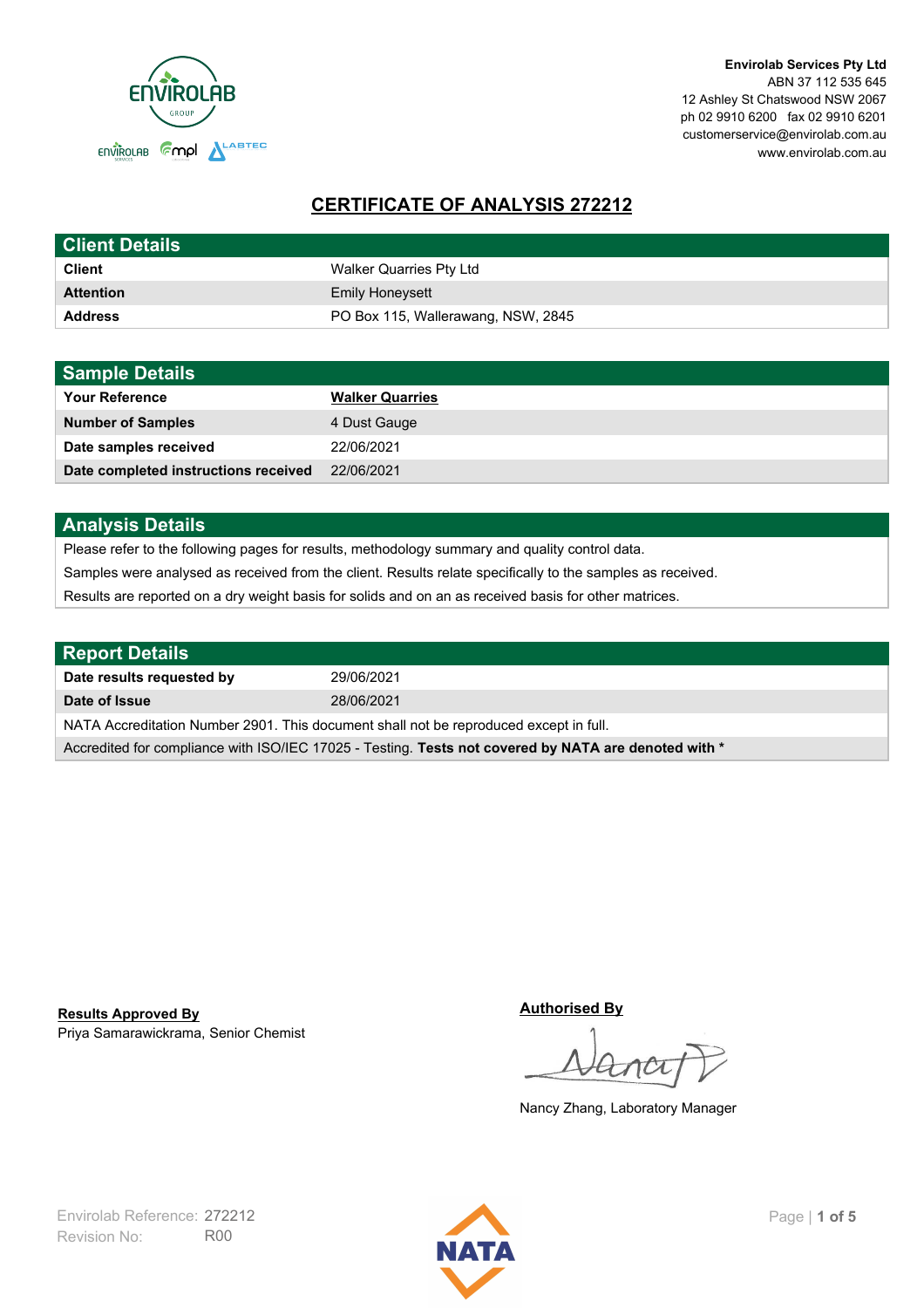Envirolab Services Pty Ltd
ABN 37 112 535 645
12 Ashley St Chatswood NSW 2067
ph 02 9910 6200 fax 02 9910 6201
customerservice@envirolab.com.au
www.envirolab.com.au

# CERTIFICATE OF ANALYSIS 272212

## Client Details

| | |
|---|---|
| **Client** | Walker Quarries Pty Ltd |
| **Attention** | Emily Honeysett |
| **Address** | PO Box 115, Wallerawang, NSW, 2845 |

## Sample Details

| | |
|---|---|
| **Your Reference** | **Walker Quarries** |
| **Number of Samples** | 4 Dust Gauge |
| **Date samples received** | 22/06/2021 |
| **Date completed instructions received** | 22/06/2021 |

## Analysis Details

Please refer to the following pages for results, methodology summary and quality control data.

Samples were analysed as received from the client. Results relate specifically to the samples as received.

Results are reported on a dry weight basis for solids and on an as received basis for other matrices.

## Report Details

| | |
|---|---|
| **Date results requested by** | 29/06/2021 |
| **Date of Issue** | 28/06/2021 |

NATA Accreditation Number 2901. This document shall not be reproduced except in full.

Accredited for compliance with ISO/IEC 17025 - Testing. **Tests not covered by NATA are denoted with ***

**Results Approved By**
Priya Samarawickrama, Senior Chemist

**Authorised By**
Nancy Zhang, Laboratory Manager

Envirolab Reference: 272212
Revision No: R00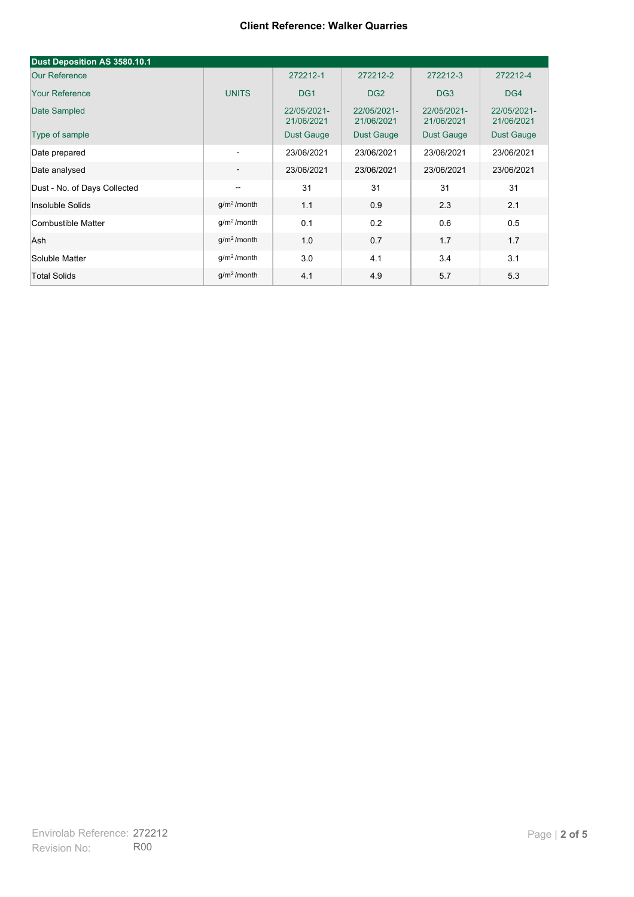**Client Reference: Walker Quarries**

| Dust Deposition AS 3580.10.1 | | | | | |
|---|---|---|---|---|---|
| Our Reference | | 272212-1 | 272212-2 | 272212-3 | 272212-4 |
| Your Reference | UNITS | DG1 | DG2 | DG3 | DG4 |
| Date Sampled | | 22/05/2021-21/06/2021 | 22/05/2021-21/06/2021 | 22/05/2021-21/06/2021 | 22/05/2021-21/06/2021 |
| Type of sample | | Dust Gauge | Dust Gauge | Dust Gauge | Dust Gauge |
| Date prepared | - | 23/06/2021 | 23/06/2021 | 23/06/2021 | 23/06/2021 |
| Date analysed | - | 23/06/2021 | 23/06/2021 | 23/06/2021 | 23/06/2021 |
| Dust - No. of Days Collected | -- | 31 | 31 | 31 | 31 |
| Insoluble Solids | $g/m^2$/month | 1.1 | 0.9 | 2.3 | 2.1 |
| Combustible Matter | $g/m^2$/month | 0.1 | 0.2 | 0.6 | 0.5 |
| Ash | $g/m^2$/month | 1.0 | 0.7 | 1.7 | 1.7 |
| Soluble Matter | $g/m^2$/month | 3.0 | 4.1 | 3.4 | 3.1 |
| Total Solids | $g/m^2$/month | 4.1 | 4.9 | 5.7 | 5.3 |

Envirolab Reference: 272212
Revision No: R00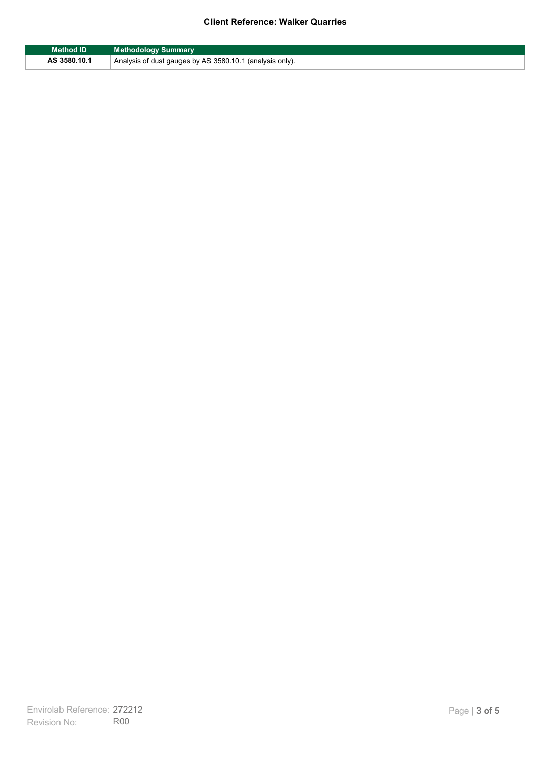| Method ID | Methodology Summary |
|---|---|
| **AS 3580.10.1** | Analysis of dust gauges by AS 3580.10.1 (analysis only). |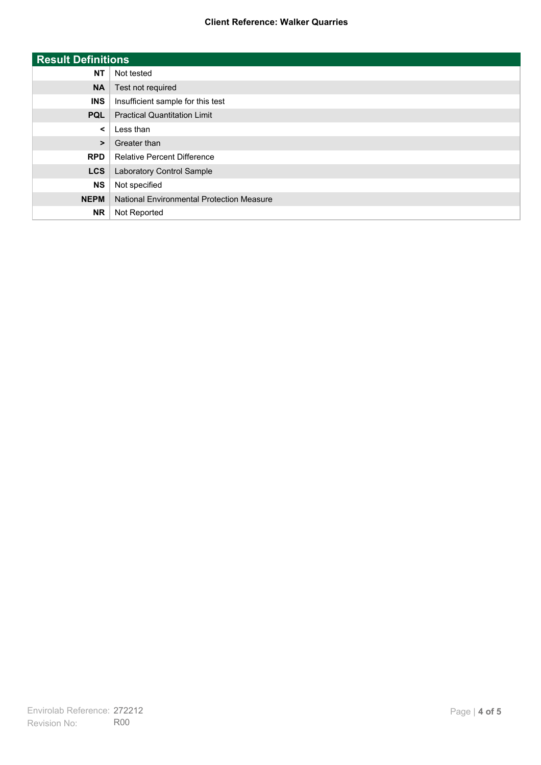## Result Definitions

| | |
|---|---|
| **NT** | Not tested |
| **NA** | Test not required |
| **INS** | Insufficient sample for this test |
| **PQL** | Practical Quantitation Limit |
| **<** | Less than |
| **>** | Greater than |
| **RPD** | Relative Percent Difference |
| **LCS** | Laboratory Control Sample |
| **NS** | Not specified |
| **NEPM** | National Environmental Protection Measure |
| **NR** | Not Reported |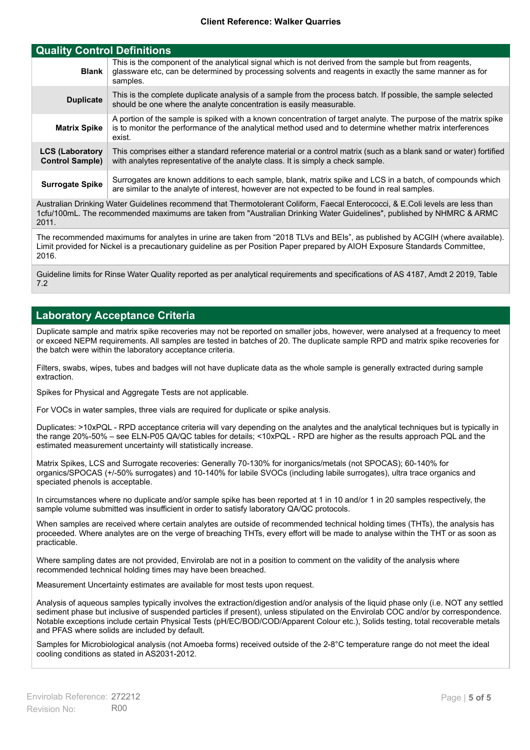## Quality Control Definitions

| | |
|---|---|
| **Blank** | This is the component of the analytical signal which is not derived from the sample but from reagents, glassware etc, can be determined by processing solvents and reagents in exactly the same manner as for samples. |
| **Duplicate** | This is the complete duplicate analysis of a sample from the process batch. If possible, the sample selected should be one where the analyte concentration is easily measurable. |
| **Matrix Spike** | A portion of the sample is spiked with a known concentration of target analyte. The purpose of the matrix spike is to monitor the performance of the analytical method used and to determine whether matrix interferences exist. |
| **LCS (Laboratory Control Sample)** | This comprises either a standard reference material or a control matrix (such as a blank sand or water) fortified with analytes representative of the analyte class. It is simply a check sample. |
| **Surrogate Spike** | Surrogates are known additions to each sample, blank, matrix spike and LCS in a batch, of compounds which are similar to the analyte of interest, however are not expected to be found in real samples. |

Australian Drinking Water Guidelines recommend that Thermotolerant Coliform, Faecal Enterococci, & E.Coli levels are less than 1cfu/100mL. The recommended maximums are taken from "Australian Drinking Water Guidelines", published by NHMRC & ARMC 2011.

The recommended maximums for analytes in urine are taken from “2018 TLVs and BEIs”, as published by ACGIH (where available). Limit provided for Nickel is a precautionary guideline as per Position Paper prepared by AIOH Exposure Standards Committee, 2016.

Guideline limits for Rinse Water Quality reported as per analytical requirements and specifications of AS 4187, Amdt 2 2019, Table 7.2

## Laboratory Acceptance Criteria

Duplicate sample and matrix spike recoveries may not be reported on smaller jobs, however, were analysed at a frequency to meet or exceed NEPM requirements. All samples are tested in batches of 20. The duplicate sample RPD and matrix spike recoveries for the batch were within the laboratory acceptance criteria.

Filters, swabs, wipes, tubes and badges will not have duplicate data as the whole sample is generally extracted during sample extraction.

Spikes for Physical and Aggregate Tests are not applicable.

For VOCs in water samples, three vials are required for duplicate or spike analysis.

Duplicates: >10xPQL - RPD acceptance criteria will vary depending on the analytes and the analytical techniques but is typically in the range 20%-50% – see ELN-P05 QA/QC tables for details; <10xPQL - RPD are higher as the results approach PQL and the estimated measurement uncertainty will statistically increase.

Matrix Spikes, LCS and Surrogate recoveries: Generally 70-130% for inorganics/metals (not SPOCAS); 60-140% for organics/SPOCAS (+/-50% surrogates) and 10-140% for labile SVOCs (including labile surrogates), ultra trace organics and speciated phenols is acceptable.

In circumstances where no duplicate and/or sample spike has been reported at 1 in 10 and/or 1 in 20 samples respectively, the sample volume submitted was insufficient in order to satisfy laboratory QA/QC protocols.

When samples are received where certain analytes are outside of recommended technical holding times (THTs), the analysis has proceeded. Where analytes are on the verge of breaching THTs, every effort will be made to analyse within the THT or as soon as practicable.

Where sampling dates are not provided, Envirolab are not in a position to comment on the validity of the analysis where recommended technical holding times may have been breached.

Measurement Uncertainty estimates are available for most tests upon request.

Analysis of aqueous samples typically involves the extraction/digestion and/or analysis of the liquid phase only (i.e. NOT any settled sediment phase but inclusive of suspended particles if present), unless stipulated on the Envirolab COC and/or by correspondence. Notable exceptions include certain Physical Tests (pH/EC/BOD/COD/Apparent Colour etc.), Solids testing, total recoverable metals and PFAS where solids are included by default.

Samples for Microbiological analysis (not Amoeba forms) received outside of the 2-8°C temperature range do not meet the ideal cooling conditions as stated in AS2031-2012.